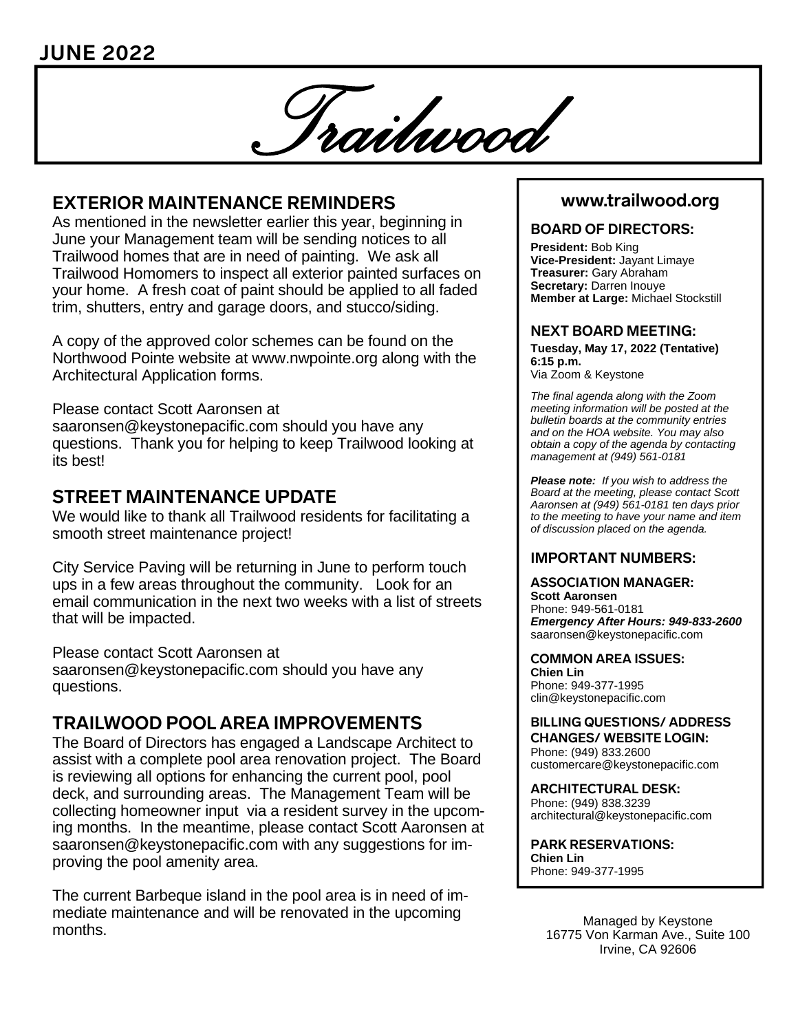JUNE 2022

# Trailwood

## EXTERIOR MAINTENANCE REMINDERS

As mentioned in the newsletter earlier this year, beginning in June your Management team will be sending notices to all Trailwood homes that are in need of painting. We ask all Trailwood Homomers to inspect all exterior painted surfaces on your home. A fresh coat of paint should be applied to all faded trim, shutters, entry and garage doors, and stucco/siding.

A copy of the approved color schemes can be found on the Northwood Pointe website at www.nwpointe.org along with the Architectural Application forms.

Please contact Scott Aaronsen at saaronsen@keystonepacific.com should you have any questions. Thank you for helping to keep Trailwood looking at its best!

## STREET MAINTENANCE UPDATE

We would like to thank all Trailwood residents for facilitating a smooth street maintenance project!

City Service Paving will be returning in June to perform touch ups in a few areas throughout the community. Look for an email communication in the next two weeks with a list of streets that will be impacted.

Please contact Scott Aaronsen at saaronsen@keystonepacific.com should you have any questions.

## TRAILWOOD POOL AREA IMPROVEMENTS

The Board of Directors has engaged a Landscape Architect to assist with a complete pool area renovation project. The Board is reviewing all options for enhancing the current pool, pool deck, and surrounding areas. The Management Team will be collecting homeowner input via a resident survey in the upcoming months. In the meantime, please contact Scott Aaronsen at saaronsen@keystonepacific.com with any suggestions for improving the pool amenity area.

The current Barbeque island in the pool area is in need of immediate maintenance and will be renovated in the upcoming months.

## www.trailwood.org

### BOARD OF DIRECTORS:

**President:** Bob King
**Vice-President:** Jayant Limaye
**Treasurer:** Gary Abraham
**Secretary:** Darren Inouye
**Member at Large:** Michael Stockstill

### NEXT BOARD MEETING:

**Tuesday, May 17, 2022 (Tentative)**
**6:15 p.m.**
Via Zoom & Keystone

*The final agenda along with the Zoom meeting information will be posted at the bulletin boards at the community entries and on the HOA website. You may also obtain a copy of the agenda by contacting management at (949) 561-0181*

***Please note:*** *If you wish to address the Board at the meeting, please contact Scott Aaronsen at (949) 561-0181 ten days prior to the meeting to have your name and item of discussion placed on the agenda.*

### IMPORTANT NUMBERS:

**ASSOCIATION MANAGER:**
**Scott Aaronsen**
Phone: 949-561-0181
***Emergency After Hours: 949-833-2600***
saaronsen@keystonepacific.com

**COMMON AREA ISSUES:**
**Chien Lin**
Phone: 949-377-1995
clin@keystonepacific.com

**BILLING QUESTIONS/ ADDRESS CHANGES/ WEBSITE LOGIN:**
Phone: (949) 833.2600
customercare@keystonepacific.com

**ARCHITECTURAL DESK:**
Phone: (949) 838.3239
architectural@keystonepacific.com

**PARK RESERVATIONS:**
**Chien Lin**
Phone: 949-377-1995

Managed by Keystone
16775 Von Karman Ave., Suite 100
Irvine, CA 92606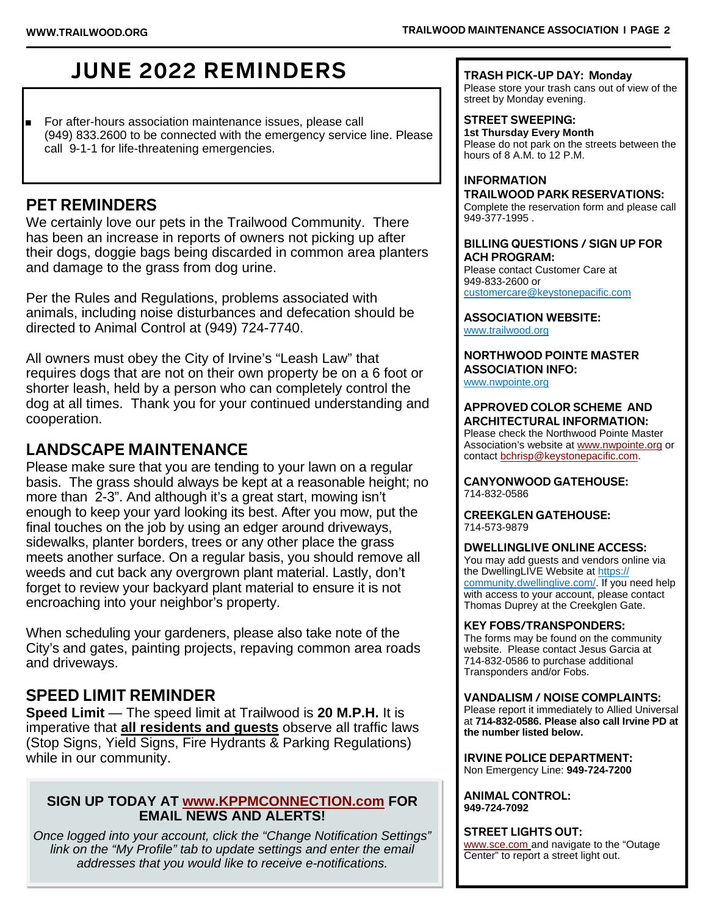# JUNE 2022 REMINDERS

- For after-hours association maintenance issues, please call (949) 833.2600 to be connected with the emergency service line. Please call 9-1-1 for life-threatening emergencies.

## PET REMINDERS

We certainly love our pets in the Trailwood Community. There has been an increase in reports of owners not picking up after their dogs, doggie bags being discarded in common area planters and damage to the grass from dog urine.

Per the Rules and Regulations, problems associated with animals, including noise disturbances and defecation should be directed to Animal Control at (949) 724-7740.

All owners must obey the City of Irvine's "Leash Law" that requires dogs that are not on their own property be on a 6 foot or shorter leash, held by a person who can completely control the dog at all times. Thank you for your continued understanding and cooperation.

## LANDSCAPE MAINTENANCE

Please make sure that you are tending to your lawn on a regular basis. The grass should always be kept at a reasonable height; no more than 2-3". And although it's a great start, mowing isn't enough to keep your yard looking its best. After you mow, put the final touches on the job by using an edger around driveways, sidewalks, planter borders, trees or any other place the grass meets another surface. On a regular basis, you should remove all weeds and cut back any overgrown plant material. Lastly, don't forget to review your backyard plant material to ensure it is not encroaching into your neighbor's property.

When scheduling your gardeners, please also take note of the City's and gates, painting projects, repaving common area roads and driveways.

## SPEED LIMIT REMINDER

**Speed Limit** — The speed limit at Trailwood is **20 M.P.H.** It is imperative that **all residents and guests** observe all traffic laws (Stop Signs, Yield Signs, Fire Hydrants & Parking Regulations) while in our community.

**SIGN UP TODAY AT www.KPPMCONNECTION.com FOR EMAIL NEWS AND ALERTS!**

*Once logged into your account, click the "Change Notification Settings" link on the "My Profile" tab to update settings and enter the email addresses that you would like to receive e-notifications.*

**TRASH PICK-UP DAY: Monday**
Please store your trash cans out of view of the street by Monday evening.

**STREET SWEEPING:**
**1st Thursday Every Month**
Please do not park on the streets between the hours of 8 A.M. to 12 P.M.

**INFORMATION**

**TRAILWOOD PARK RESERVATIONS:**
Complete the reservation form and please call 949-377-1995 .

**BILLING QUESTIONS / SIGN UP FOR ACH PROGRAM:**
Please contact Customer Care at 949-833-2600 or customercare@keystonepacific.com

**ASSOCIATION WEBSITE:**
www.trailwood.org

**NORTHWOOD POINTE MASTER ASSOCIATION INFO:**
www.nwpointe.org

**APPROVED COLOR SCHEME AND ARCHITECTURAL INFORMATION:**
Please check the Northwood Pointe Master Association's website at www.nwpointe.org or contact bchrisp@keystonepacific.com.

**CANYONWOOD GATEHOUSE:**
714-832-0586

**CREEKGLEN GATEHOUSE:**
714-573-9879

**DWELLINGLIVE ONLINE ACCESS:**
You may add guests and vendors online via the DwellingLIVE Website at https://community.dwellinglive.com/. If you need help with access to your account, please contact Thomas Duprey at the Creekglen Gate.

**KEY FOBS/TRANSPONDERS:**
The forms may be found on the community website. Please contact Jesus Garcia at 714-832-0586 to purchase additional Transponders and/or Fobs.

**VANDALISM / NOISE COMPLAINTS:**
Please report it immediately to Allied Universal at **714-832-0586. Please also call Irvine PD at the number listed below.**

**IRVINE POLICE DEPARTMENT:**
Non Emergency Line: **949-724-7200**

**ANIMAL CONTROL:**
**949-724-7092**

**STREET LIGHTS OUT:**
www.sce.com and navigate to the "Outage Center" to report a street light out.